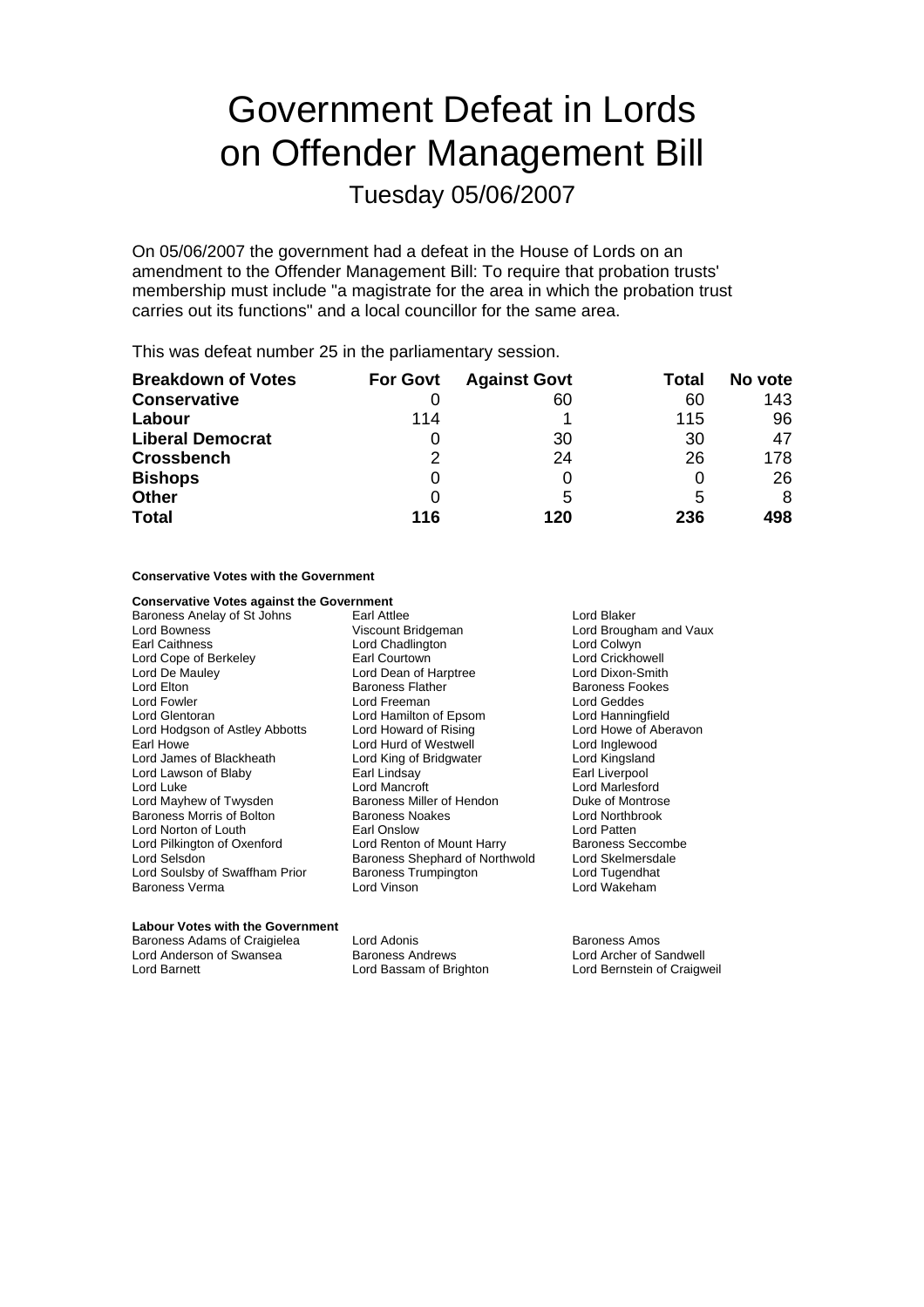# Government Defeat in Lords on Offender Management Bill

## Tuesday 05/06/2007

On 05/06/2007 the government had a defeat in the House of Lords on an amendment to the Offender Management Bill: To require that probation trusts' membership must include "a magistrate for the area in which the probation trust carries out its functions" and a local councillor for the same area.

This was defeat number 25 in the parliamentary session.

| **Breakdown of Votes** | **For Govt** | **Against Govt** | **Total** | **No vote** |
|---|---|---|---|---|
| **Conservative** | 0 | 60 | 60 | 143 |
| **Labour** | 114 | 1 | 115 | 96 |
| **Liberal Democrat** | 0 | 30 | 30 | 47 |
| **Crossbench** | 2 | 24 | 26 | 178 |
| **Bishops** | 0 | 0 | 0 | 26 |
| **Other** | 0 | 5 | 5 | 8 |
| **Total** | **116** | **120** | **236** | **498** |

**Conservative Votes with the Government**

**Conservative Votes against the Government**

Baroness Anelay of St Johns
Earl Attlee
Lord Blaker
Lord Bowness
Viscount Bridgeman
Lord Brougham and Vaux
Earl Caithness
Lord Chadlington
Lord Colwyn
Lord Cope of Berkeley
Earl Courtown
Lord Crickhowell
Lord De Mauley
Lord Dean of Harptree
Lord Dixon-Smith
Lord Elton
Baroness Flather
Baroness Fookes
Lord Fowler
Lord Freeman
Lord Geddes
Lord Glentoran
Lord Hamilton of Epsom
Lord Hanningfield
Lord Hodgson of Astley Abbotts
Lord Howard of Rising
Lord Howe of Aberavon
Earl Howe
Lord Hurd of Westwell
Lord Inglewood
Lord James of Blackheath
Lord King of Bridgwater
Lord Kingsland
Lord Lawson of Blaby
Earl Lindsay
Earl Liverpool
Lord Luke
Lord Mancroft
Lord Marlesford
Lord Mayhew of Twysden
Baroness Miller of Hendon
Duke of Montrose
Baroness Morris of Bolton
Baroness Noakes
Lord Northbrook
Lord Norton of Louth
Earl Onslow
Lord Patten
Lord Pilkington of Oxenford
Lord Renton of Mount Harry
Baroness Seccombe
Lord Selsdon
Baroness Shephard of Northwold
Lord Skelmersdale
Lord Soulsby of Swaffham Prior
Baroness Trumpington
Lord Tugendhat
Baroness Verma
Lord Vinson
Lord Wakeham

**Labour Votes with the Government**

Baroness Adams of Craigielea
Lord Adonis
Baroness Amos
Lord Anderson of Swansea
Baroness Andrews
Lord Archer of Sandwell
Lord Barnett
Lord Bassam of Brighton
Lord Bernstein of Craigweil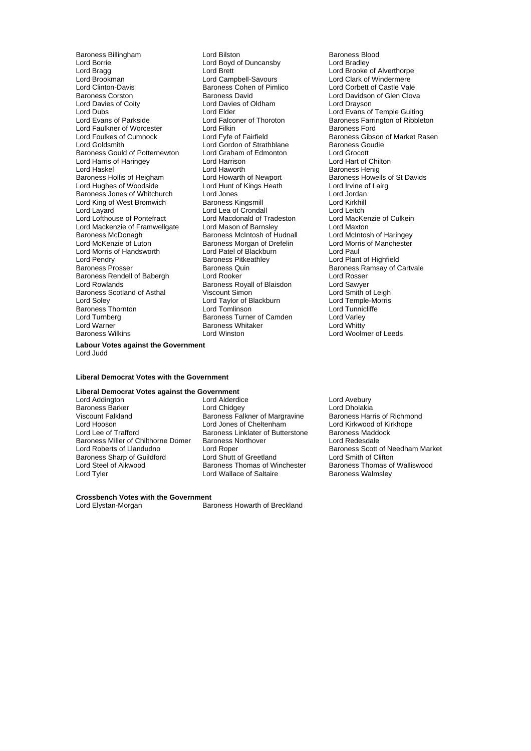Baroness Billingham
Lord Bilston
Baroness Blood
Lord Borrie
Lord Boyd of Duncansby
Lord Bradley
Lord Bragg
Lord Brett
Lord Brooke of Alverthorpe
Lord Brookman
Lord Campbell-Savours
Lord Clark of Windermere
Lord Clinton-Davis
Baroness Cohen of Pimlico
Lord Corbett of Castle Vale
Baroness Corston
Baroness David
Lord Davidson of Glen Clova
Lord Davies of Coity
Lord Davies of Oldham
Lord Drayson
Lord Dubs
Lord Elder
Lord Evans of Temple Guiting
Lord Evans of Parkside
Lord Falconer of Thoroton
Baroness Farrington of Ribbleton
Lord Faulkner of Worcester
Lord Filkin
Baroness Ford
Lord Foulkes of Cumnock
Lord Fyfe of Fairfield
Baroness Gibson of Market Rasen
Lord Goldsmith
Lord Gordon of Strathblane
Baroness Goudie
Baroness Gould of Potternewton
Lord Graham of Edmonton
Lord Grocott
Lord Harris of Haringey
Lord Harrison
Lord Hart of Chilton
Lord Haskel
Lord Haworth
Baroness Henig
Baroness Hollis of Heigham
Lord Howarth of Newport
Baroness Howells of St Davids
Lord Hughes of Woodside
Lord Hunt of Kings Heath
Lord Irvine of Lairg
Baroness Jones of Whitchurch
Lord Jones
Lord Jordan
Lord King of West Bromwich
Baroness Kingsmill
Lord Kirkhill
Lord Layard
Lord Lea of Crondall
Lord Leitch
Lord Lofthouse of Pontefract
Lord Macdonald of Tradeston
Lord MacKenzie of Culkein
Lord Mackenzie of Framwellgate
Lord Mason of Barnsley
Lord Maxton
Baroness McDonagh
Baroness McIntosh of Hudnall
Lord McIntosh of Haringey
Lord McKenzie of Luton
Baroness Morgan of Drefelin
Lord Morris of Manchester
Lord Morris of Handsworth
Lord Patel of Blackburn
Lord Paul
Lord Pendry
Baroness Pitkeathley
Lord Plant of Highfield
Baroness Prosser
Baroness Quin
Baroness Ramsay of Cartvale
Baroness Rendell of Babergh
Lord Rooker
Lord Rosser
Lord Rowlands
Baroness Royall of Blaisdon
Lord Sawyer
Baroness Scotland of Asthal
Viscount Simon
Lord Smith of Leigh
Lord Soley
Lord Taylor of Blackburn
Lord Temple-Morris
Baroness Thornton
Lord Tomlinson
Lord Tunnicliffe
Lord Turnberg
Baroness Turner of Camden
Lord Varley
Lord Warner
Baroness Whitaker
Lord Whitty
Baroness Wilkins
Lord Winston
Lord Woolmer of Leeds

**Labour Votes against the Government**

Lord Judd

**Liberal Democrat Votes with the Government**

**Liberal Democrat Votes against the Government**

Lord Addington
Lord Alderdice
Lord Avebury
Baroness Barker
Lord Chidgey
Lord Dholakia
Viscount Falkland
Baroness Falkner of Margravine
Baroness Harris of Richmond
Lord Hooson
Lord Jones of Cheltenham
Lord Kirkwood of Kirkhope
Lord Lee of Trafford
Baroness Linklater of Butterstone
Baroness Maddock
Baroness Miller of Chilthorne Domer
Baroness Northover
Lord Redesdale
Lord Roberts of Llandudno
Lord Roper
Baroness Scott of Needham Market
Baroness Sharp of Guildford
Lord Shutt of Greetland
Lord Smith of Clifton
Lord Steel of Aikwood
Baroness Thomas of Winchester
Baroness Thomas of Walliswood
Lord Tyler
Lord Wallace of Saltaire
Baroness Walmsley

**Crossbench Votes with the Government**

Lord Elystan-Morgan
Baroness Howarth of Breckland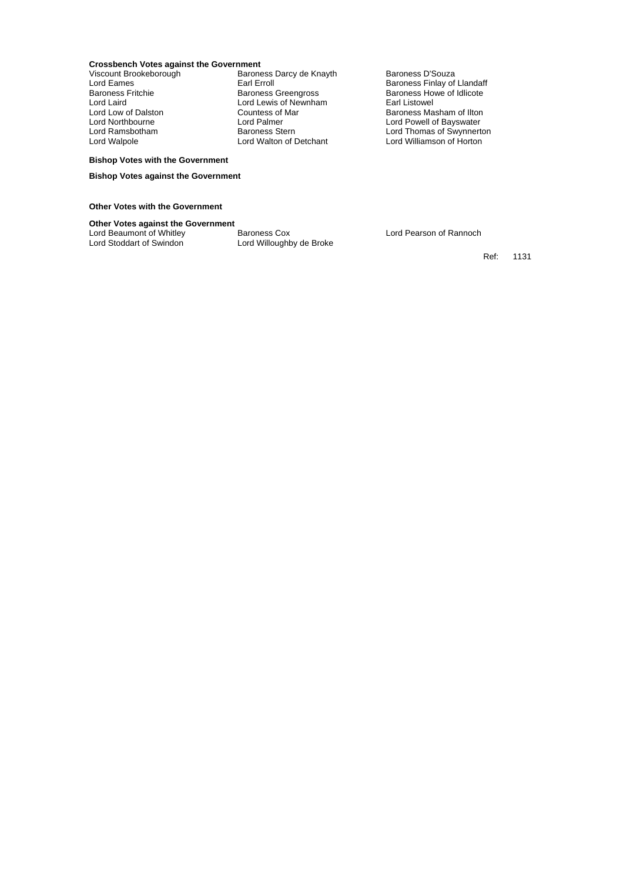**Crossbench Votes against the Government**

Viscount Brookeborough
Lord Eames
Baroness Fritchie
Lord Laird
Lord Low of Dalston
Lord Northbourne
Lord Ramsbotham
Lord Walpole
Baroness Darcy de Knayth
Earl Erroll
Baroness Greengross
Lord Lewis of Newnham
Countess of Mar
Lord Palmer
Baroness Stern
Lord Walton of Detchant
Baroness D'Souza
Baroness Finlay of Llandaff
Baroness Howe of Idlicote
Earl Listowel
Baroness Masham of Ilton
Lord Powell of Bayswater
Lord Thomas of Swynnerton
Lord Williamson of Horton

**Bishop Votes with the Government**

**Bishop Votes against the Government**

**Other Votes with the Government**

**Other Votes against the Government**

Lord Beaumont of Whitley
Lord Stoddart of Swindon
Baroness Cox
Lord Willoughby de Broke
Lord Pearson of Rannoch

Ref: 1131